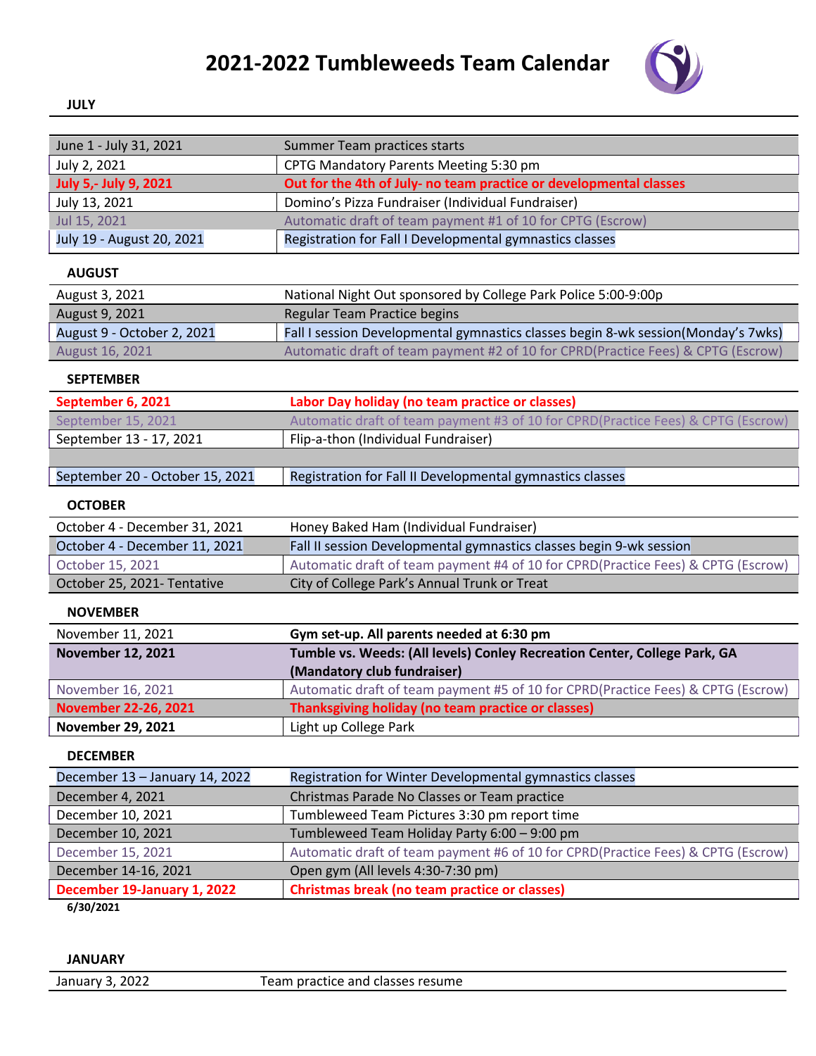# 2021-2022 Tumbleweeds Team Calendar

**JULY**

| | |
|---|---|
| June 1 - July 31, 2021 | Summer Team practices starts |
| July 2, 2021 | CPTG Mandatory Parents Meeting 5:30 pm |
| **July 5,- July 9, 2021** | **Out for the 4th of July- no team practice or developmental classes** |
| July 13, 2021 | Domino's Pizza Fundraiser (Individual Fundraiser) |
| Jul 15, 2021 | Automatic draft of team payment #1 of 10 for CPTG (Escrow) |
| July 19 - August 20, 2021 | Registration for Fall I Developmental gymnastics classes |

**AUGUST**

| | |
|---|---|
| August 3, 2021 | National Night Out sponsored by College Park Police 5:00-9:00p |
| August 9, 2021 | Regular Team Practice begins |
| August 9 - October 2, 2021 | Fall I session Developmental gymnastics classes begin 8-wk session(Monday's 7wks) |
| August 16, 2021 | Automatic draft of team payment #2 of 10 for CPRD(Practice Fees) & CPTG (Escrow) |

**SEPTEMBER**

| | |
|---|---|
| **September 6, 2021** | **Labor Day holiday (no team practice or classes)** |
| September 15, 2021 | Automatic draft of team payment #3 of 10 for CPRD(Practice Fees) & CPTG (Escrow) |
| September 13 - 17, 2021 | Flip-a-thon (Individual Fundraiser) |
| | |
| September 20 - October 15, 2021 | Registration for Fall II Developmental gymnastics classes |

**OCTOBER**

| | |
|---|---|
| October 4 - December 31, 2021 | Honey Baked Ham (Individual Fundraiser) |
| October 4 - December 11, 2021 | Fall II session Developmental gymnastics classes begin 9-wk session |
| October 15, 2021 | Automatic draft of team payment #4 of 10 for CPRD(Practice Fees) & CPTG (Escrow) |
| October 25, 2021- Tentative | City of College Park's Annual Trunk or Treat |

**NOVEMBER**

| | |
|---|---|
| November 11, 2021 | **Gym set-up. All parents needed at 6:30 pm** |
| **November 12, 2021** | **Tumble vs. Weeds: (All levels) Conley Recreation Center, College Park, GA (Mandatory club fundraiser)** |
| November 16, 2021 | Automatic draft of team payment #5 of 10 for CPRD(Practice Fees) & CPTG (Escrow) |
| **November 22-26, 2021** | **Thanksgiving holiday (no team practice or classes)** |
| **November 29, 2021** | Light up College Park |

**DECEMBER**

| | |
|---|---|
| December 13 – January 14, 2022 | Registration for Winter Developmental gymnastics classes |
| December 4, 2021 | Christmas Parade No Classes or Team practice |
| December 10, 2021 | Tumbleweed Team Pictures 3:30 pm report time |
| December 10, 2021 | Tumbleweed Team Holiday Party 6:00 – 9:00 pm |
| December 15, 2021 | Automatic draft of team payment #6 of 10 for CPRD(Practice Fees) & CPTG (Escrow) |
| December 14-16, 2021 | Open gym (All levels 4:30-7:30 pm) |
| **December 19-January 1, 2022** | **Christmas break (no team practice or classes)** |

**6/30/2021**

**JANUARY**

| | |
|---|---|
| January 3, 2022 | Team practice and classes resume |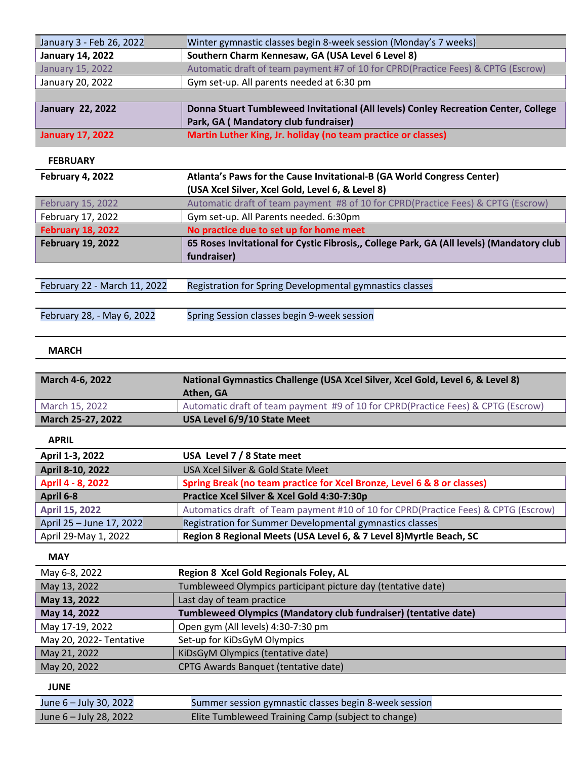| | |
|---|---|
| January 3 - Feb 26, 2022 | Winter gymnastic classes begin 8-week session (Monday's 7 weeks) |
| **January 14, 2022** | **Southern Charm Kennesaw, GA (USA Level 6 Level 8)** |
| January 15, 2022 | Automatic draft of team payment #7 of 10 for CPRD(Practice Fees) & CPTG (Escrow) |
| January 20, 2022 | Gym set-up. All parents needed at 6:30 pm |
| | |
| **January 22, 2022** | **Donna Stuart Tumbleweed Invitational (All levels) Conley Recreation Center, College Park, GA ( Mandatory club fundraiser)** |
| **January 17, 2022** | **Martin Luther King, Jr. holiday (no team practice or classes)** |

**FEBRUARY**

| | |
|---|---|
| **February 4, 2022** | **Atlanta's Paws for the Cause Invitational-B (GA World Congress Center) (USA Xcel Silver, Xcel Gold, Level 6, & Level 8)** |
| February 15, 2022 | Automatic draft of team payment #8 of 10 for CPRD(Practice Fees) & CPTG (Escrow) |
| February 17, 2022 | Gym set-up. All Parents needed. 6:30pm |
| **February 18, 2022** | **No practice due to set up for home meet** |
| **February 19, 2022** | **65 Roses Invitational for Cystic Fibrosis,, College Park, GA (All levels) (Mandatory club fundraiser)** |

| | |
|---|---|
| February 22 - March 11, 2022 | Registration for Spring Developmental gymnastics classes |

| | |
|---|---|
| February 28, - May 6, 2022 | Spring Session classes begin 9-week session |

**MARCH**

| | |
|---|---|
| **March 4-6, 2022** | **National Gymnastics Challenge (USA Xcel Silver, Xcel Gold, Level 6, & Level 8) Athen, GA** |
| March 15, 2022 | Automatic draft of team payment #9 of 10 for CPRD(Practice Fees) & CPTG (Escrow) |
| **March 25-27, 2022** | **USA Level 6/9/10 State Meet** |

**APRIL**

| | |
|---|---|
| **April 1-3, 2022** | **USA Level 7 / 8 State meet** |
| **April 8-10, 2022** | USA Xcel Silver & Gold State Meet |
| **April 4 - 8, 2022** | **Spring Break (no team practice for Xcel Bronze, Level 6 & 8 or classes)** |
| **April 6-8** | **Practice Xcel Silver & Xcel Gold 4:30-7:30p** |
| **April 15, 2022** | Automatics draft of Team payment #10 of 10 for CPRD(Practice Fees) & CPTG (Escrow) |
| April 25 – June 17, 2022 | Registration for Summer Developmental gymnastics classes |
| April 29-May 1, 2022 | **Region 8 Regional Meets (USA Level 6, & 7 Level 8)Myrtle Beach, SC** |

**MAY**

| | |
|---|---|
| May 6-8, 2022 | **Region 8 Xcel Gold Regionals Foley, AL** |
| May 13, 2022 | Tumbleweed Olympics participant picture day (tentative date) |
| **May 13, 2022** | Last day of team practice |
| **May 14, 2022** | **Tumbleweed Olympics (Mandatory club fundraiser) (tentative date)** |
| May 17-19, 2022 | Open gym (All levels) 4:30-7:30 pm |
| May 20, 2022- Tentative | Set-up for KiDsGyM Olympics |
| May 21, 2022 | KiDsGyM Olympics (tentative date) |
| May 20, 2022 | CPTG Awards Banquet (tentative date) |

**JUNE**

| | |
|---|---|
| June 6 – July 30, 2022 | Summer session gymnastic classes begin 8-week session |
| June 6 – July 28, 2022 | Elite Tumbleweed Training Camp (subject to change) |